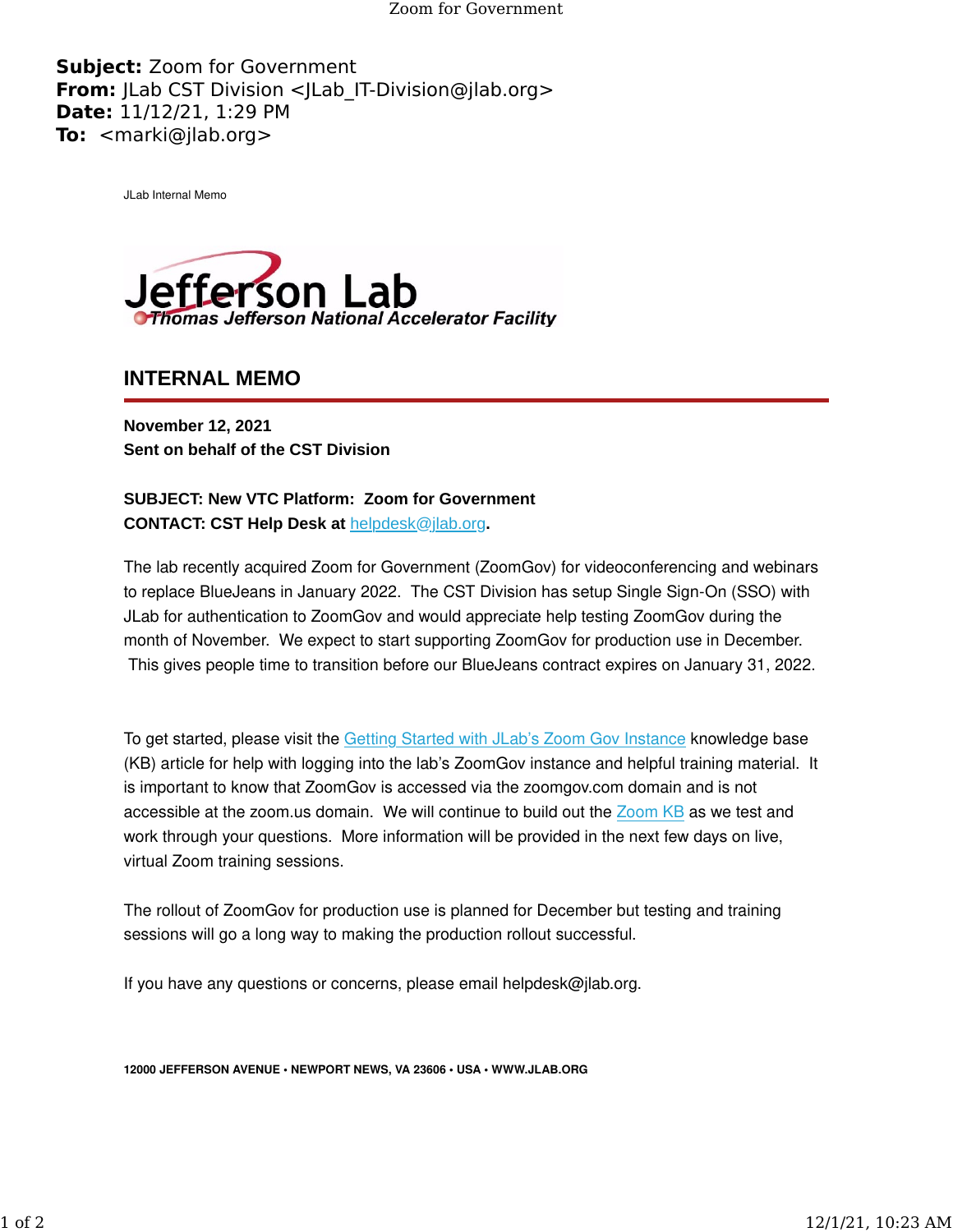**Subject:** Zoom for Government
**From:** JLab CST Division <JLab_IT-Division@jlab.org>
**Date:** 11/12/21, 1:29 PM
**To:** <marki@jlab.org>

JLab Internal Memo

Jefferson Lab
*Thomas Jefferson National Accelerator Facility*

## INTERNAL MEMO

**November 12, 2021**
**Sent on behalf of the CST Division**

**SUBJECT: New VTC Platform: Zoom for Government**
**CONTACT: CST Help Desk at helpdesk@jlab.org.**

The lab recently acquired Zoom for Government (ZoomGov) for videoconferencing and webinars to replace BlueJeans in January 2022. The CST Division has setup Single Sign-On (SSO) with JLab for authentication to ZoomGov and would appreciate help testing ZoomGov during the month of November. We expect to start supporting ZoomGov for production use in December. This gives people time to transition before our BlueJeans contract expires on January 31, 2022.

To get started, please visit the Getting Started with JLab's Zoom Gov Instance knowledge base (KB) article for help with logging into the lab's ZoomGov instance and helpful training material. It is important to know that ZoomGov is accessed via the zoomgov.com domain and is not accessible at the zoom.us domain. We will continue to build out the Zoom KB as we test and work through your questions. More information will be provided in the next few days on live, virtual Zoom training sessions.

The rollout of ZoomGov for production use is planned for December but testing and training sessions will go a long way to making the production rollout successful.

If you have any questions or concerns, please email helpdesk@jlab.org.

**12000 JEFFERSON AVENUE • NEWPORT NEWS, VA 23606 • USA • WWW.JLAB.ORG**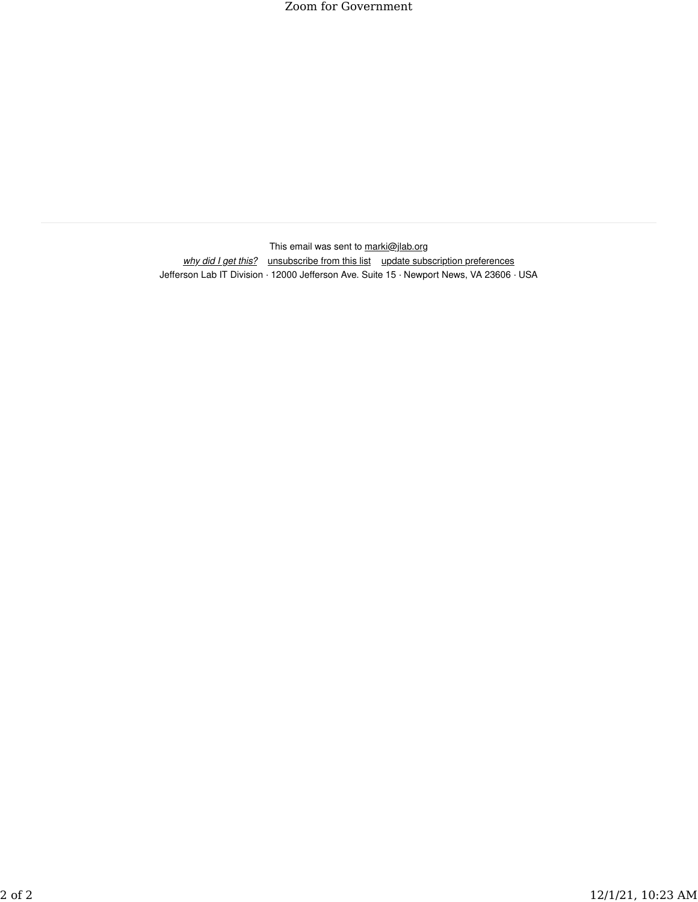This email was sent to marki@jlab.org

*why did I get this?* unsubscribe from this list update subscription preferences

Jefferson Lab IT Division · 12000 Jefferson Ave. Suite 15 · Newport News, VA 23606 · USA